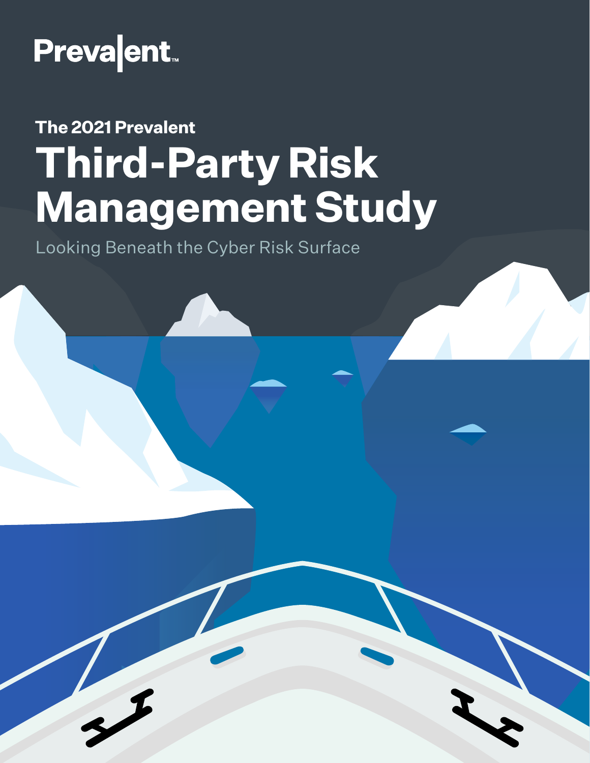Prevalent

The 2021 Prevalent

# Third-Party Risk Management Study

Looking Beneath the Cyber Risk Surface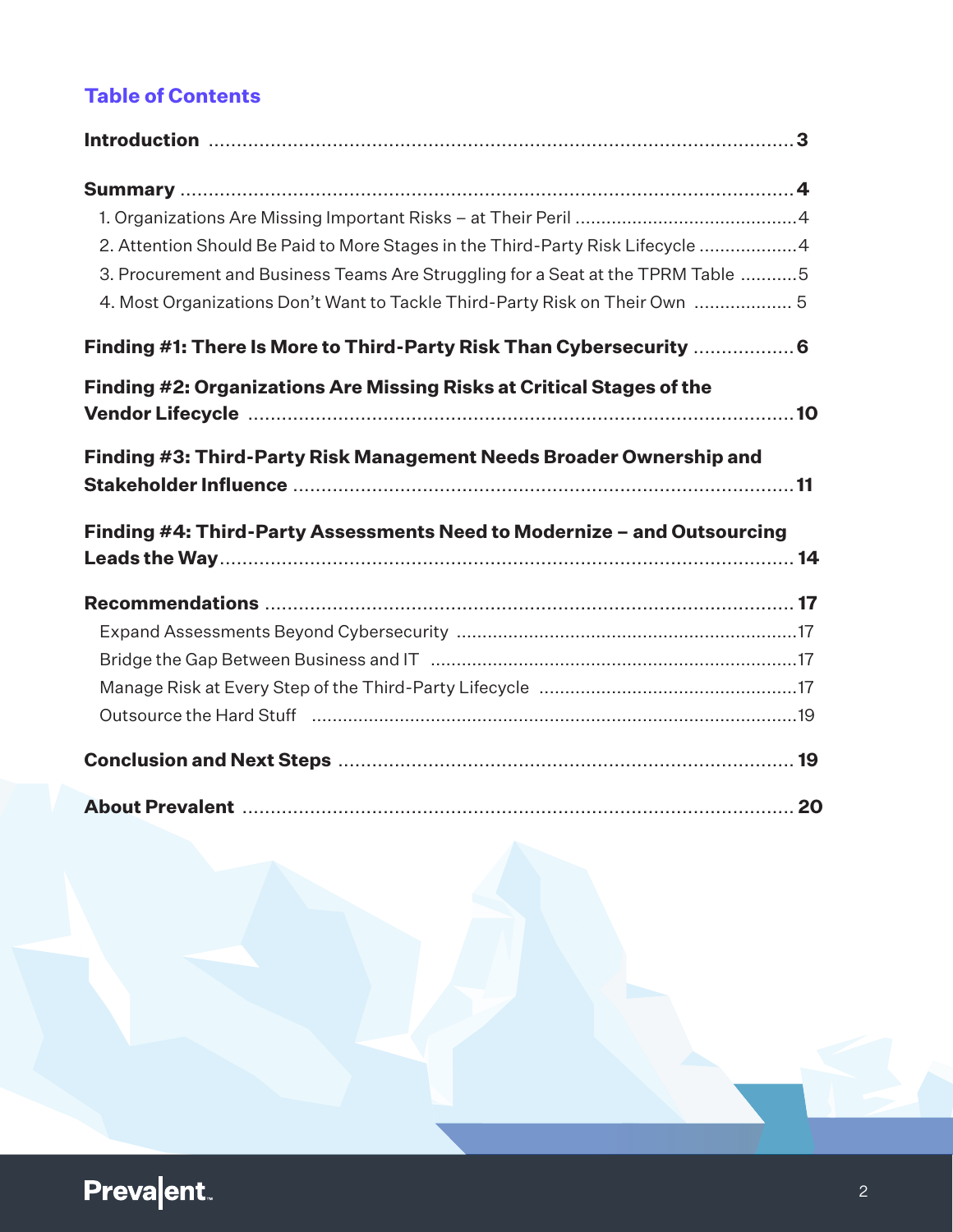## Table of Contents

**Introduction** ..... 3

**Summary** ..... 4

1. Organizations Are Missing Important Risks – at Their Peril ..... 4
2. Attention Should Be Paid to More Stages in the Third-Party Risk Lifecycle ..... 4
3. Procurement and Business Teams Are Struggling for a Seat at the TPRM Table ..... 5
4. Most Organizations Don't Want to Tackle Third-Party Risk on Their Own ..... 5

**Finding #1: There Is More to Third-Party Risk Than Cybersecurity** ..... 6

**Finding #2: Organizations Are Missing Risks at Critical Stages of the Vendor Lifecycle** ..... 10

**Finding #3: Third-Party Risk Management Needs Broader Ownership and Stakeholder Influence** ..... 11

**Finding #4: Third-Party Assessments Need to Modernize – and Outsourcing Leads the Way** ..... 14

**Recommendations** ..... 17

- Expand Assessments Beyond Cybersecurity ..... 17
- Bridge the Gap Between Business and IT ..... 17
- Manage Risk at Every Step of the Third-Party Lifecycle ..... 17
- Outsource the Hard Stuff ..... 19

**Conclusion and Next Steps** ..... 19

**About Prevalent** ..... 20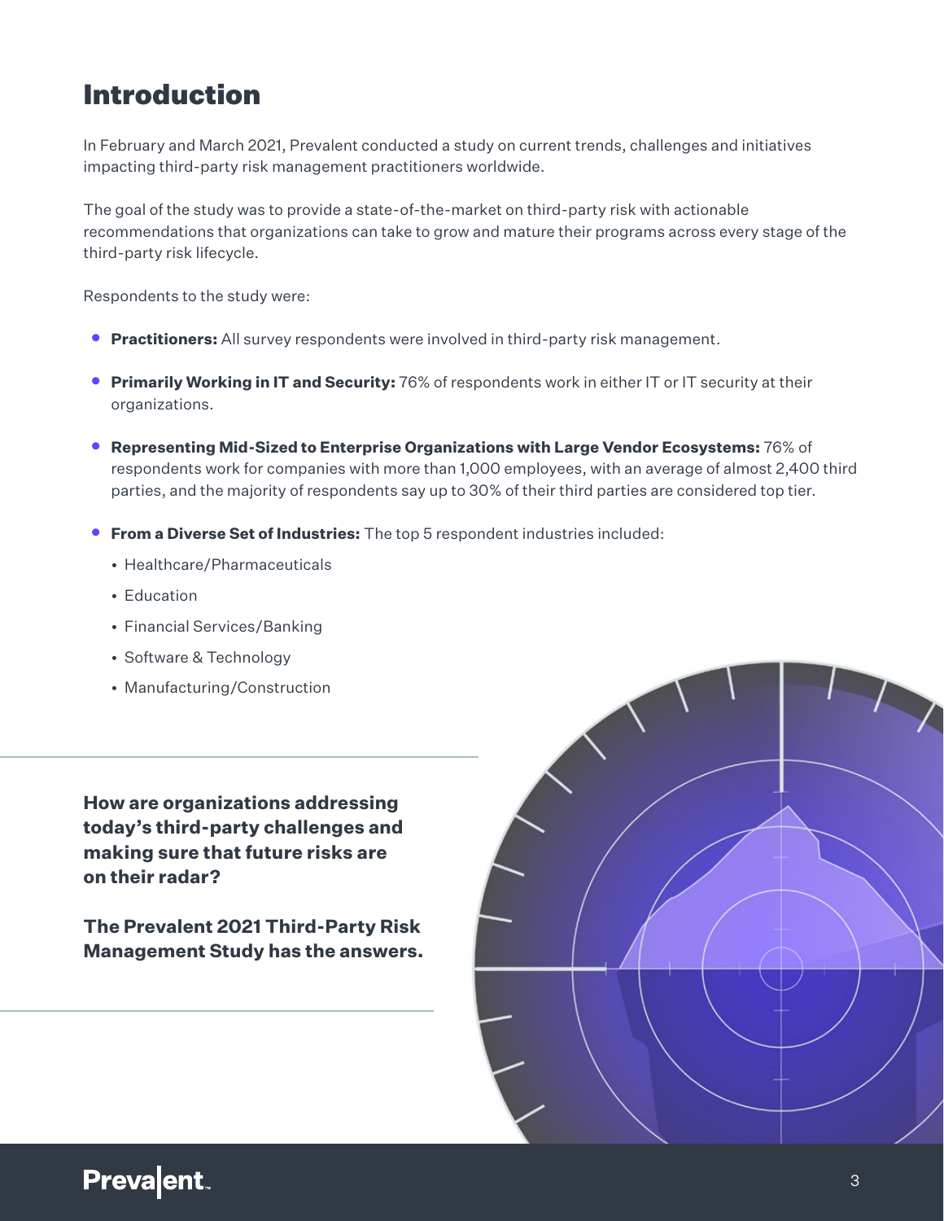# Introduction

In February and March 2021, Prevalent conducted a study on current trends, challenges and initiatives impacting third-party risk management practitioners worldwide.

The goal of the study was to provide a state-of-the-market on third-party risk with actionable recommendations that organizations can take to grow and mature their programs across every stage of the third-party risk lifecycle.

Respondents to the study were:

- **Practitioners:** All survey respondents were involved in third-party risk management.
- **Primarily Working in IT and Security:** 76% of respondents work in either IT or IT security at their organizations.
- **Representing Mid-Sized to Enterprise Organizations with Large Vendor Ecosystems:** 76% of respondents work for companies with more than 1,000 employees, with an average of almost 2,400 third parties, and the majority of respondents say up to 30% of their third parties are considered top tier.
- **From a Diverse Set of Industries:** The top 5 respondent industries included:
  - Healthcare/Pharmaceuticals
  - Education
  - Financial Services/Banking
  - Software & Technology
  - Manufacturing/Construction

**How are organizations addressing today's third-party challenges and making sure that future risks are on their radar?**

**The Prevalent 2021 Third-Party Risk Management Study has the answers.**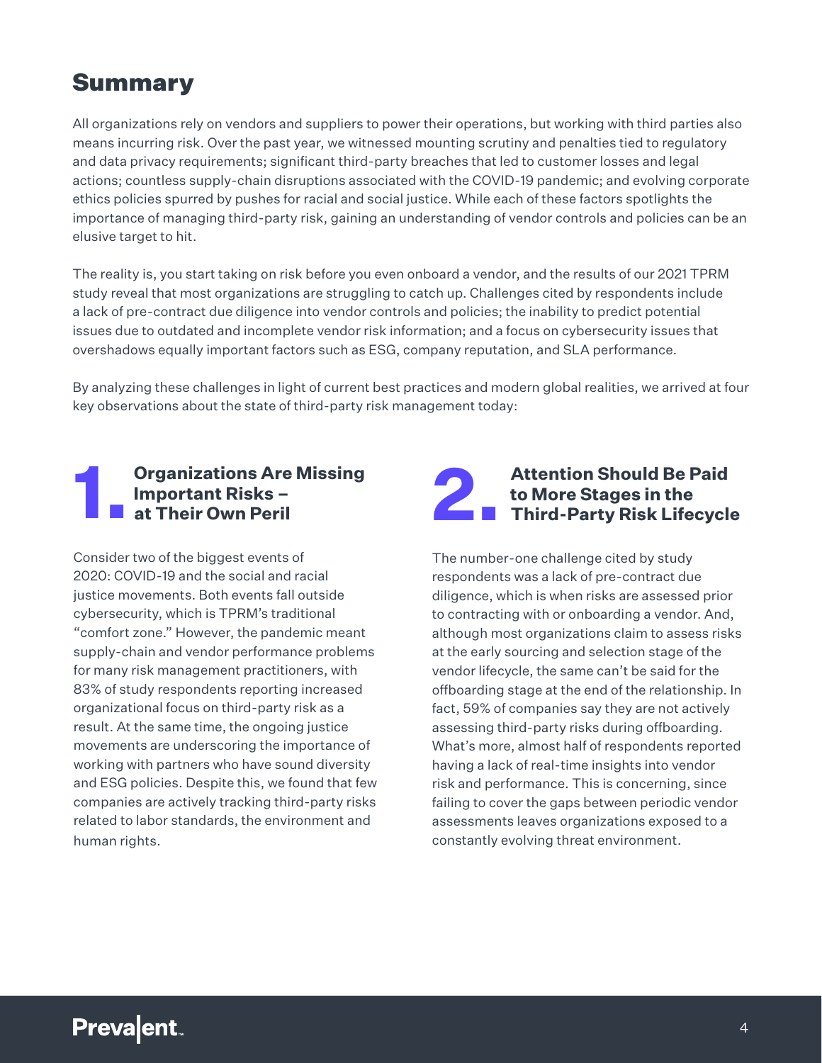# Summary

All organizations rely on vendors and suppliers to power their operations, but working with third parties also means incurring risk. Over the past year, we witnessed mounting scrutiny and penalties tied to regulatory and data privacy requirements; significant third-party breaches that led to customer losses and legal actions; countless supply-chain disruptions associated with the COVID-19 pandemic; and evolving corporate ethics policies spurred by pushes for racial and social justice. While each of these factors spotlights the importance of managing third-party risk, gaining an understanding of vendor controls and policies can be an elusive target to hit.

The reality is, you start taking on risk before you even onboard a vendor, and the results of our 2021 TPRM study reveal that most organizations are struggling to catch up. Challenges cited by respondents include a lack of pre-contract due diligence into vendor controls and policies; the inability to predict potential issues due to outdated and incomplete vendor risk information; and a focus on cybersecurity issues that overshadows equally important factors such as ESG, company reputation, and SLA performance.

By analyzing these challenges in light of current best practices and modern global realities, we arrived at four key observations about the state of third-party risk management today:

## 1. Organizations Are Missing Important Risks – at Their Own Peril

Consider two of the biggest events of 2020: COVID-19 and the social and racial justice movements. Both events fall outside cybersecurity, which is TPRM's traditional "comfort zone." However, the pandemic meant supply-chain and vendor performance problems for many risk management practitioners, with 83% of study respondents reporting increased organizational focus on third-party risk as a result. At the same time, the ongoing justice movements are underscoring the importance of working with partners who have sound diversity and ESG policies. Despite this, we found that few companies are actively tracking third-party risks related to labor standards, the environment and human rights.

## 2. Attention Should Be Paid to More Stages in the Third-Party Risk Lifecycle

The number-one challenge cited by study respondents was a lack of pre-contract due diligence, which is when risks are assessed prior to contracting with or onboarding a vendor. And, although most organizations claim to assess risks at the early sourcing and selection stage of the vendor lifecycle, the same can't be said for the offboarding stage at the end of the relationship. In fact, 59% of companies say they are not actively assessing third-party risks during offboarding. What's more, almost half of respondents reported having a lack of real-time insights into vendor risk and performance. This is concerning, since failing to cover the gaps between periodic vendor assessments leaves organizations exposed to a constantly evolving threat environment.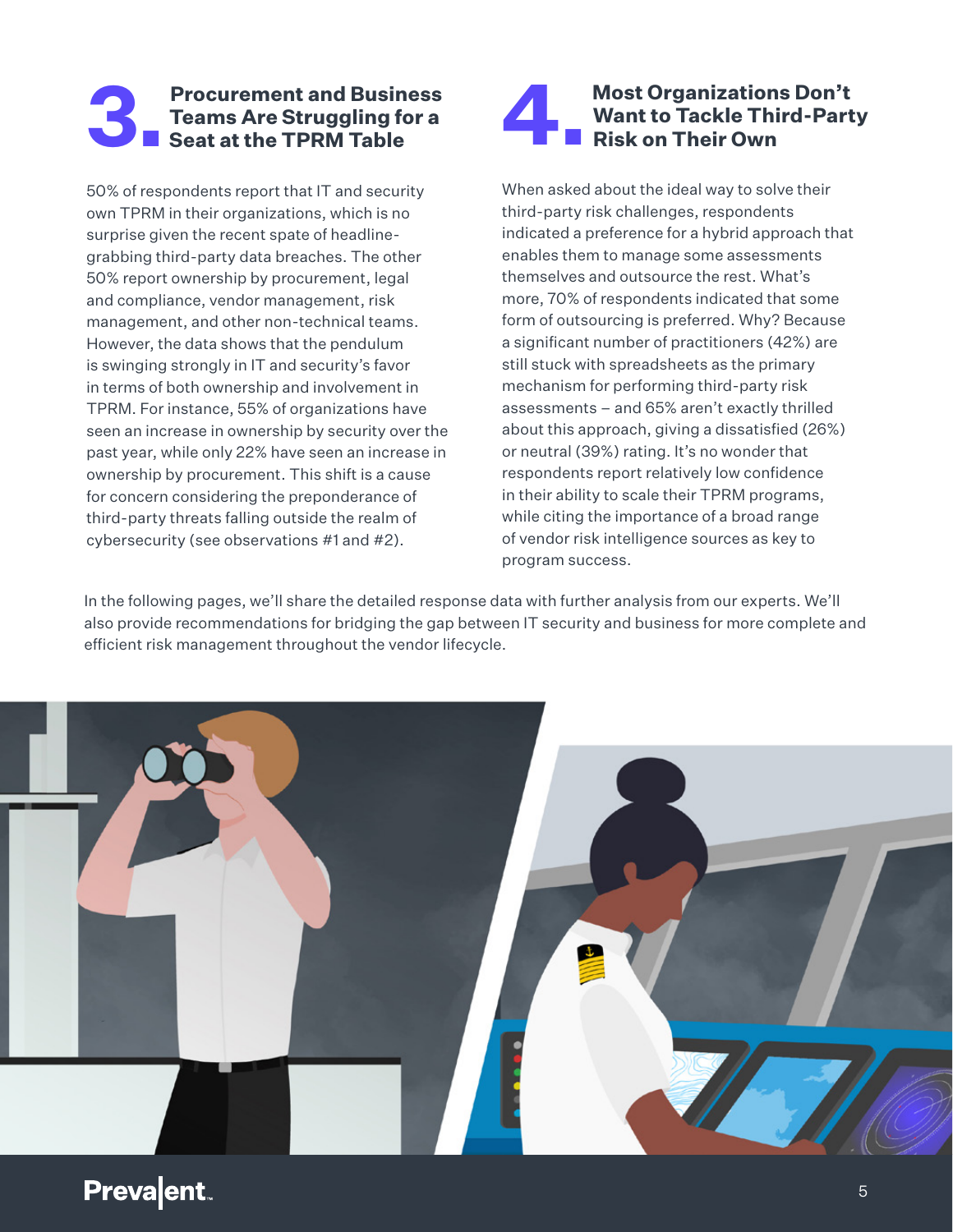## 3. Procurement and Business Teams Are Struggling for a Seat at the TPRM Table

50% of respondents report that IT and security own TPRM in their organizations, which is no surprise given the recent spate of headline-grabbing third-party data breaches. The other 50% report ownership by procurement, legal and compliance, vendor management, risk management, and other non-technical teams. However, the data shows that the pendulum is swinging strongly in IT and security's favor in terms of both ownership and involvement in TPRM. For instance, 55% of organizations have seen an increase in ownership by security over the past year, while only 22% have seen an increase in ownership by procurement. This shift is a cause for concern considering the preponderance of third-party threats falling outside the realm of cybersecurity (see observations #1 and #2).

## 4. Most Organizations Don't Want to Tackle Third-Party Risk on Their Own

When asked about the ideal way to solve their third-party risk challenges, respondents indicated a preference for a hybrid approach that enables them to manage some assessments themselves and outsource the rest. What's more, 70% of respondents indicated that some form of outsourcing is preferred. Why? Because a significant number of practitioners (42%) are still stuck with spreadsheets as the primary mechanism for performing third-party risk assessments – and 65% aren't exactly thrilled about this approach, giving a dissatisfied (26%) or neutral (39%) rating. It's no wonder that respondents report relatively low confidence in their ability to scale their TPRM programs, while citing the importance of a broad range of vendor risk intelligence sources as key to program success.

In the following pages, we'll share the detailed response data with further analysis from our experts. We'll also provide recommendations for bridging the gap between IT security and business for more complete and efficient risk management throughout the vendor lifecycle.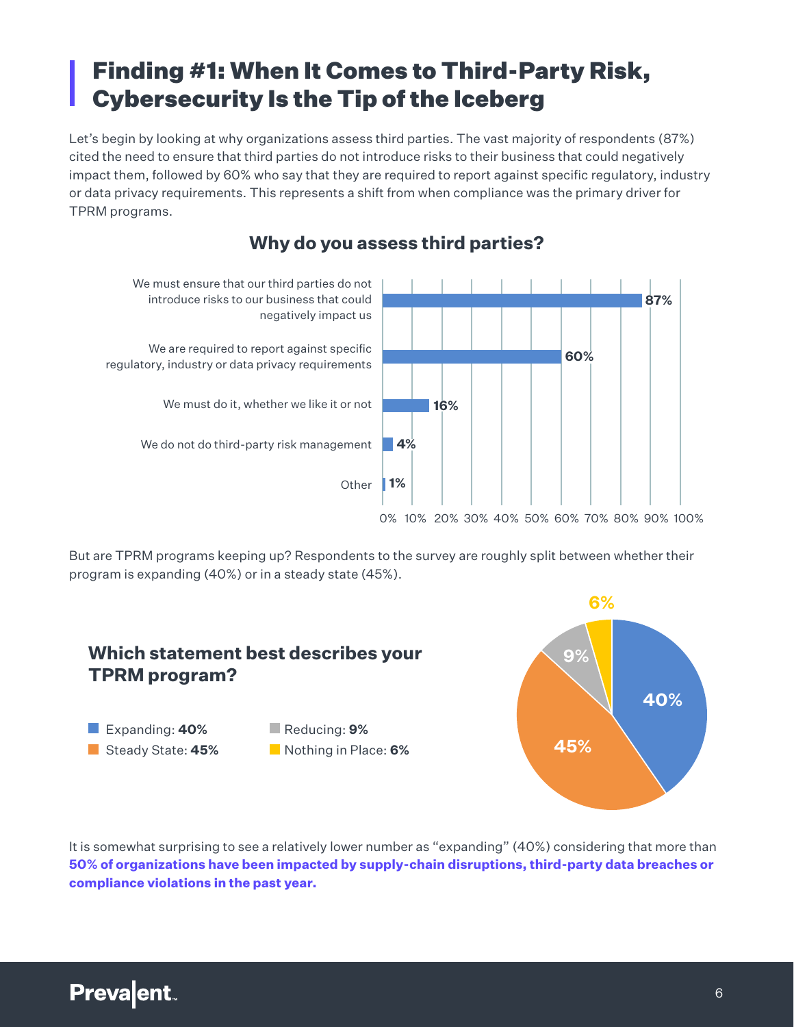# Finding #1: When It Comes to Third-Party Risk, Cybersecurity Is the Tip of the Iceberg

Let's begin by looking at why organizations assess third parties. The vast majority of respondents (87%) cited the need to ensure that third parties do not introduce risks to their business that could negatively impact them, followed by 60% who say that they are required to report against specific regulatory, industry or data privacy requirements. This represents a shift from when compliance was the primary driver for TPRM programs.

### Why do you assess third parties?

| Response | Percentage |
|---|---|
| We must ensure that our third parties do not introduce risks to our business that could negatively impact us | 87% |
| We are required to report against specific regulatory, industry or data privacy requirements | 60% |
| We must do it, whether we like it or not | 16% |
| We do not do third-party risk management | 4% |
| Other | 1% |

But are TPRM programs keeping up? Respondents to the survey are roughly split between whether their program is expanding (40%) or in a steady state (45%).

### Which statement best describes your TPRM program?

| Statement | Percentage |
|---|---|
| Expanding | **40%** |
| Steady State | **45%** |
| Reducing | **9%** |
| Nothing in Place | **6%** |

It is somewhat surprising to see a relatively lower number as "expanding" (40%) considering that more than **50% of organizations have been impacted by supply-chain disruptions, third-party data breaches or compliance violations in the past year.**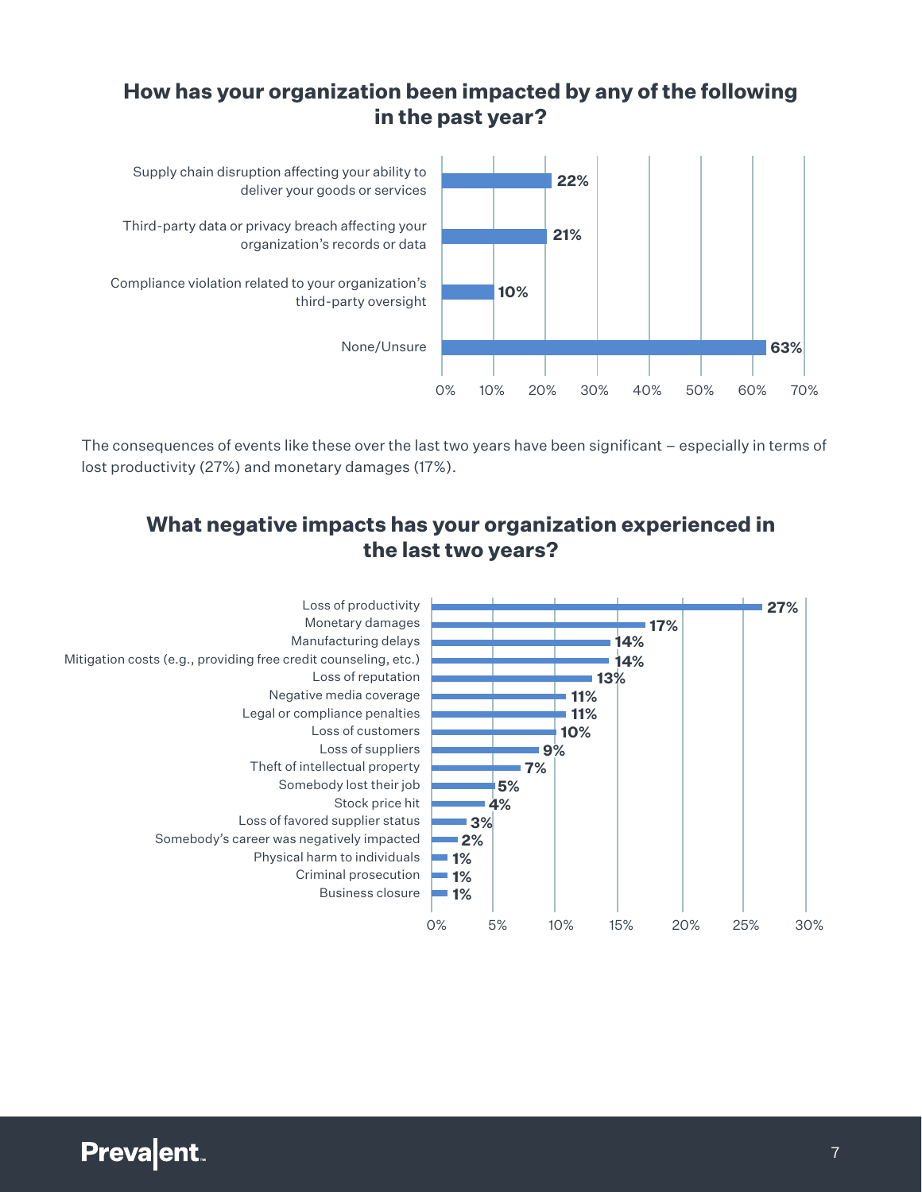## How has your organization been impacted by any of the following in the past year?

| Impact | Percentage |
|---|---|
| Supply chain disruption affecting your ability to deliver your goods or services | 22% |
| Third-party data or privacy breach affecting your organization's records or data | 21% |
| Compliance violation related to your organization's third-party oversight | 10% |
| None/Unsure | 63% |

The consequences of events like these over the last two years have been significant – especially in terms of lost productivity (27%) and monetary damages (17%).

## What negative impacts has your organization experienced in the last two years?

| Negative impact | Percentage |
|---|---|
| Loss of productivity | 27% |
| Monetary damages | 17% |
| Manufacturing delays | 14% |
| Mitigation costs (e.g., providing free credit counseling, etc.) | 14% |
| Loss of reputation | 13% |
| Negative media coverage | 11% |
| Legal or compliance penalties | 11% |
| Loss of customers | 10% |
| Loss of suppliers | 9% |
| Theft of intellectual property | 7% |
| Somebody lost their job | 5% |
| Stock price hit | 4% |
| Loss of favored supplier status | 3% |
| Somebody's career was negatively impacted | 2% |
| Physical harm to individuals | 1% |
| Criminal prosecution | 1% |
| Business closure | 1% |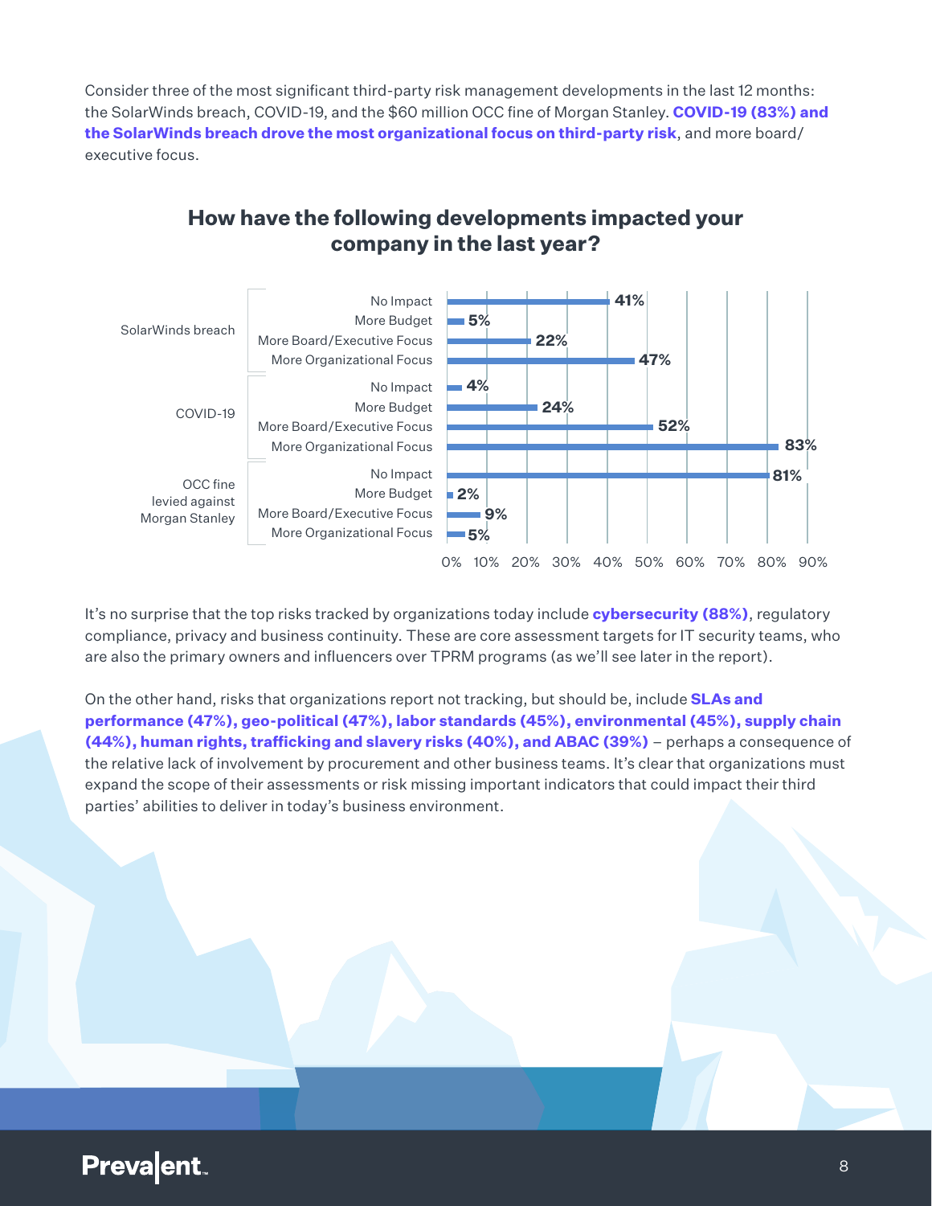Consider three of the most significant third-party risk management developments in the last 12 months: the SolarWinds breach, COVID-19, and the $60 million OCC fine of Morgan Stanley. **COVID-19 (83%) and the SolarWinds breach drove the most organizational focus on third-party risk**, and more board/executive focus.

## How have the following developments impacted your company in the last year?

| Development | Impact | Percentage |
|---|---|---|
| SolarWinds breach | No Impact | 41% |
| | More Budget | 5% |
| | More Board/Executive Focus | 22% |
| | More Organizational Focus | 47% |
| COVID-19 | No Impact | 4% |
| | More Budget | 24% |
| | More Board/Executive Focus | 52% |
| | More Organizational Focus | 83% |
| OCC fine levied against Morgan Stanley | No Impact | 81% |
| | More Budget | 2% |
| | More Board/Executive Focus | 9% |
| | More Organizational Focus | 5% |

It's no surprise that the top risks tracked by organizations today include **cybersecurity (88%)**, regulatory compliance, privacy and business continuity. These are core assessment targets for IT security teams, who are also the primary owners and influencers over TPRM programs (as we'll see later in the report).

On the other hand, risks that organizations report not tracking, but should be, include **SLAs and performance (47%), geo-political (47%), labor standards (45%), environmental (45%), supply chain (44%), human rights, trafficking and slavery risks (40%), and ABAC (39%)** – perhaps a consequence of the relative lack of involvement by procurement and other business teams. It's clear that organizations must expand the scope of their assessments or risk missing important indicators that could impact their third parties' abilities to deliver in today's business environment.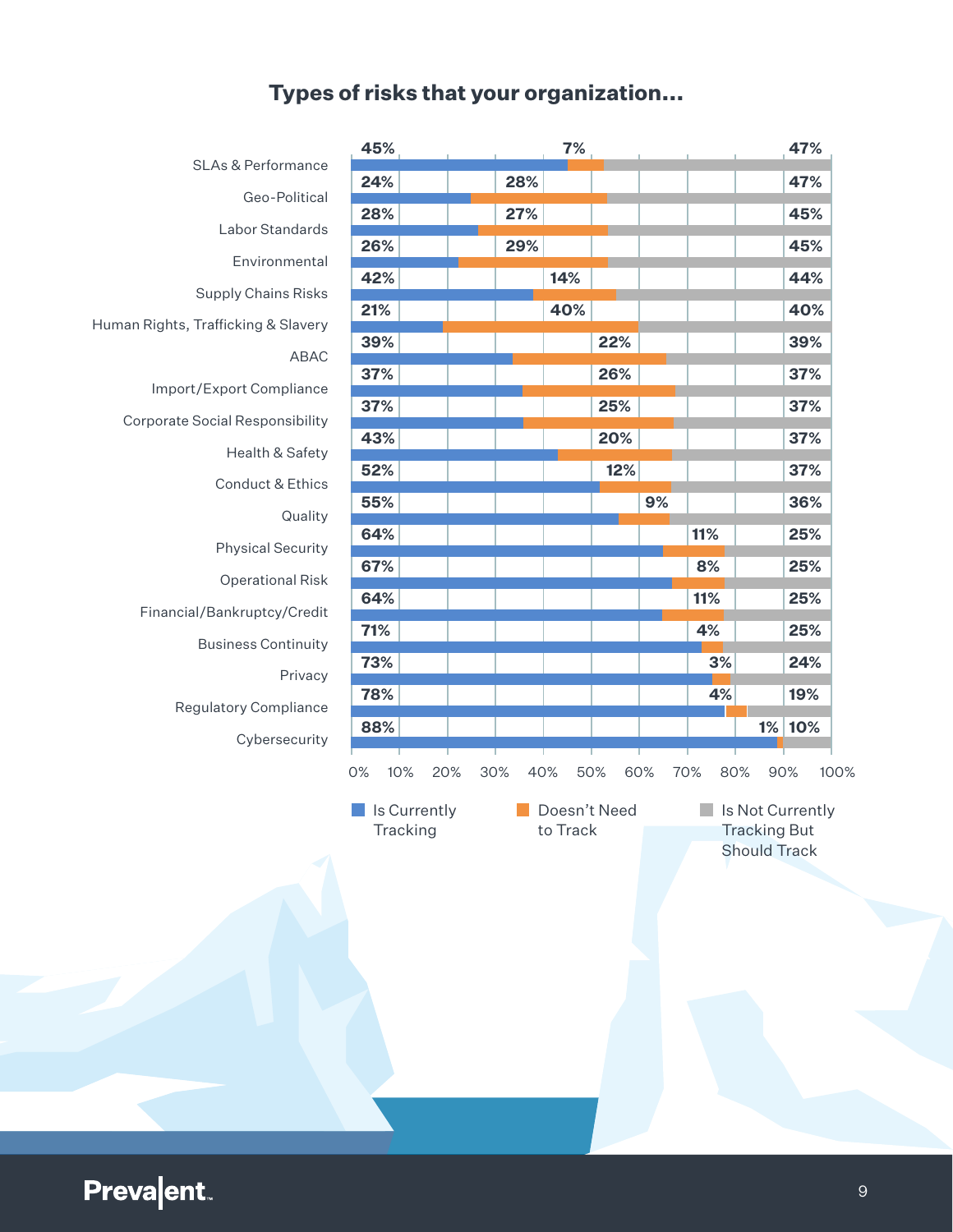## Types of risks that your organization...

| Risk Type | Is Currently Tracking | Doesn't Need to Track | Is Not Currently Tracking But Should Track |
|---|---|---|---|
| SLAs & Performance | 45% | 7% | 47% |
| Geo-Political | 24% | 28% | 47% |
| Labor Standards | 28% | 27% | 45% |
| Environmental | 26% | 29% | 45% |
| Supply Chains Risks | 42% | 14% | 44% |
| Human Rights, Trafficking & Slavery | 21% | 40% | 40% |
| ABAC | 39% | 22% | 39% |
| Import/Export Compliance | 37% | 26% | 37% |
| Corporate Social Responsibility | 37% | 25% | 37% |
| Health & Safety | 43% | 20% | 37% |
| Conduct & Ethics | 52% | 12% | 37% |
| Quality | 55% | 9% | 36% |
| Physical Security | 64% | 11% | 25% |
| Operational Risk | 67% | 8% | 25% |
| Financial/Bankruptcy/Credit | 64% | 11% | 25% |
| Business Continuity | 71% | 4% | 25% |
| Privacy | 73% | 3% | 24% |
| Regulatory Compliance | 78% | 4% | 19% |
| Cybersecurity | 88% | 1% | 10% |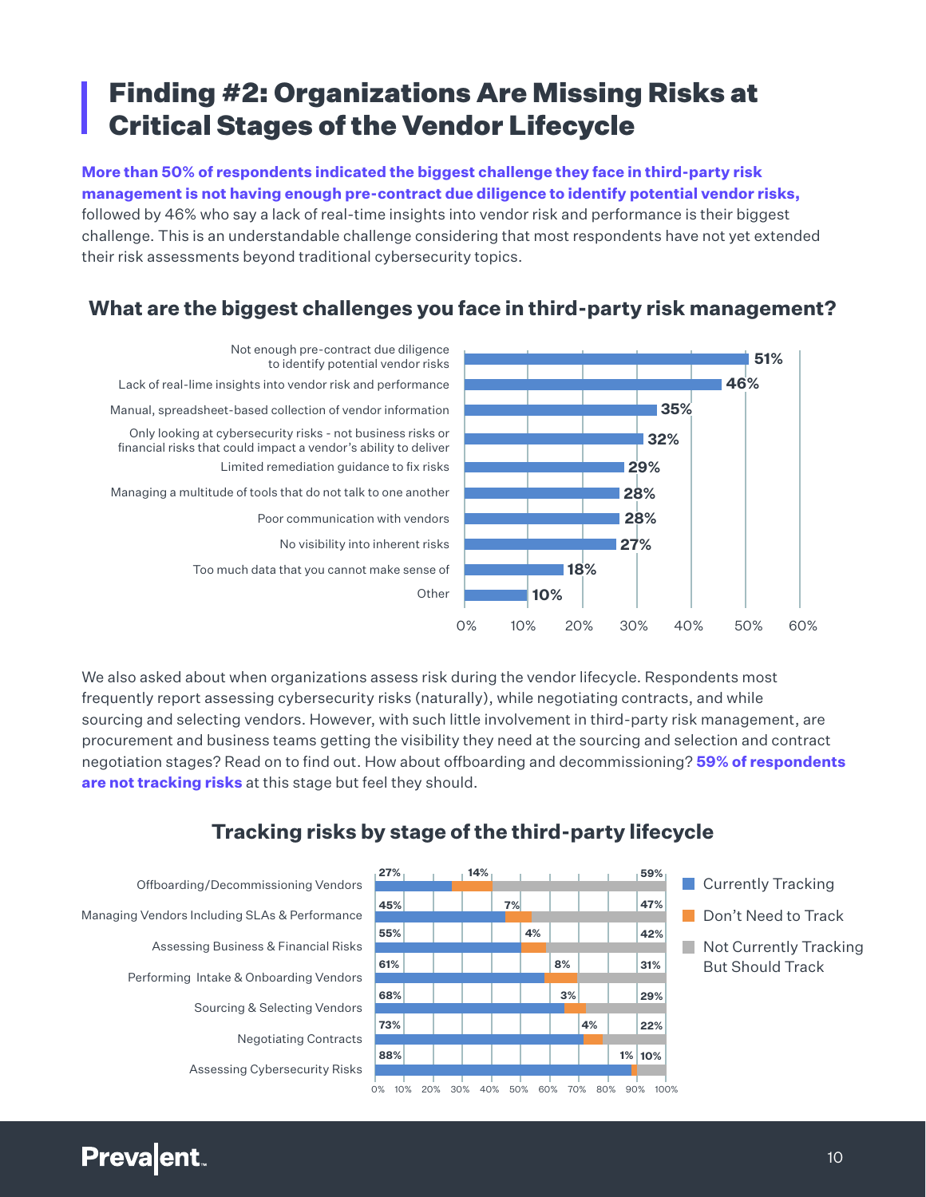## Finding #2: Organizations Are Missing Risks at Critical Stages of the Vendor Lifecycle

**More than 50% of respondents indicated the biggest challenge they face in third-party risk management is not having enough pre-contract due diligence to identify potential vendor risks,** followed by 46% who say a lack of real-time insights into vendor risk and performance is their biggest challenge. This is an understandable challenge considering that most respondents have not yet extended their risk assessments beyond traditional cybersecurity topics.

### What are the biggest challenges you face in third-party risk management?

| Challenge | % |
|---|---|
| Not enough pre-contract due diligence to identify potential vendor risks | 51% |
| Lack of real-lime insights into vendor risk and performance | 46% |
| Manual, spreadsheet-based collection of vendor information | 35% |
| Only looking at cybersecurity risks - not business risks or financial risks that could impact a vendor's ability to deliver | 32% |
| Limited remediation guidance to fix risks | 29% |
| Managing a multitude of tools that do not talk to one another | 28% |
| Poor communication with vendors | 28% |
| No visibility into inherent risks | 27% |
| Too much data that you cannot make sense of | 18% |
| Other | 10% |

We also asked about when organizations assess risk during the vendor lifecycle. Respondents most frequently report assessing cybersecurity risks (naturally), while negotiating contracts, and while sourcing and selecting vendors. However, with such little involvement in third-party risk management, are procurement and business teams getting the visibility they need at the sourcing and selection and contract negotiation stages? Read on to find out. How about offboarding and decommissioning? **59% of respondents are not tracking risks** at this stage but feel they should.

### Tracking risks by stage of the third-party lifecycle

| Stage | Currently Tracking | Don't Need to Track | Not Currently Tracking But Should Track |
|---|---|---|---|
| Offboarding/Decommissioning Vendors | 27% | 14% | 59% |
| Managing Vendors Including SLAs & Performance | 45% | 7% | 47% |
| Assessing Business & Financial Risks | 55% | 4% | 42% |
| Performing Intake & Onboarding Vendors | 61% | 8% | 31% |
| Sourcing & Selecting Vendors | 68% | 3% | 29% |
| Negotiating Contracts | 73% | 4% | 22% |
| Assessing Cybersecurity Risks | 88% | 1% | 10% |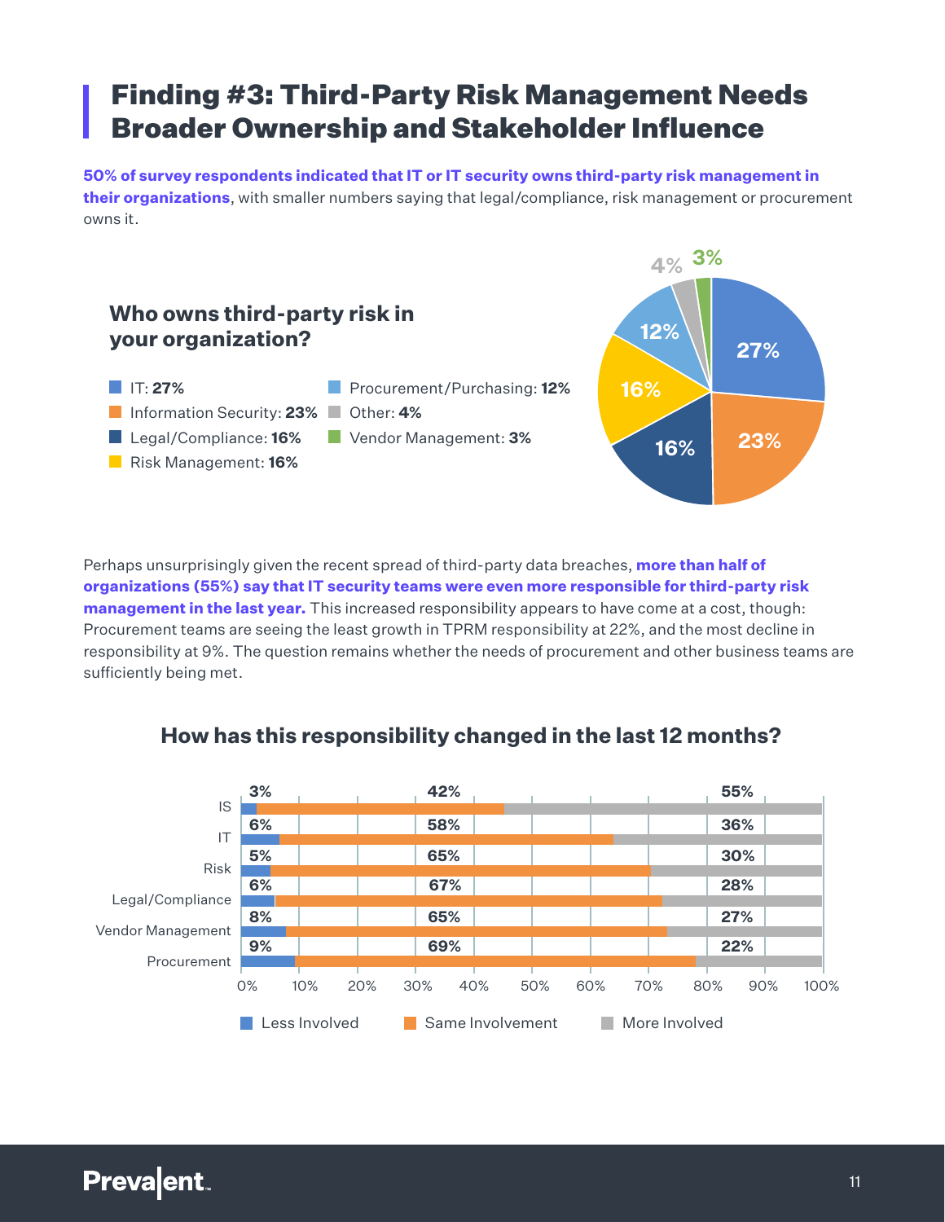# Finding #3: Third-Party Risk Management Needs Broader Ownership and Stakeholder Influence

**50% of survey respondents indicated that IT or IT security owns third-party risk management in their organizations**, with smaller numbers saying that legal/compliance, risk management or procurement owns it.

### Who owns third-party risk in your organization?

- IT: **27%**
- Information Security: **23%**
- Legal/Compliance: **16%**
- Risk Management: **16%**
- Procurement/Purchasing: **12%**
- Other: **4%**
- Vendor Management: **3%**

Perhaps unsurprisingly given the recent spread of third-party data breaches, **more than half of organizations (55%) say that IT security teams were even more responsible for third-party risk management in the last year.** This increased responsibility appears to have come at a cost, though: Procurement teams are seeing the least growth in TPRM responsibility at 22%, and the most decline in responsibility at 9%. The question remains whether the needs of procurement and other business teams are sufficiently being met.

### How has this responsibility changed in the last 12 months?

| | Less Involved | Same Involvement | More Involved |
|---|---|---|---|
| IS | 3% | 42% | 55% |
| IT | 6% | 58% | 36% |
| Risk | 5% | 65% | 30% |
| Legal/Compliance | 6% | 67% | 28% |
| Vendor Management | 8% | 65% | 27% |
| Procurement | 9% | 69% | 22% |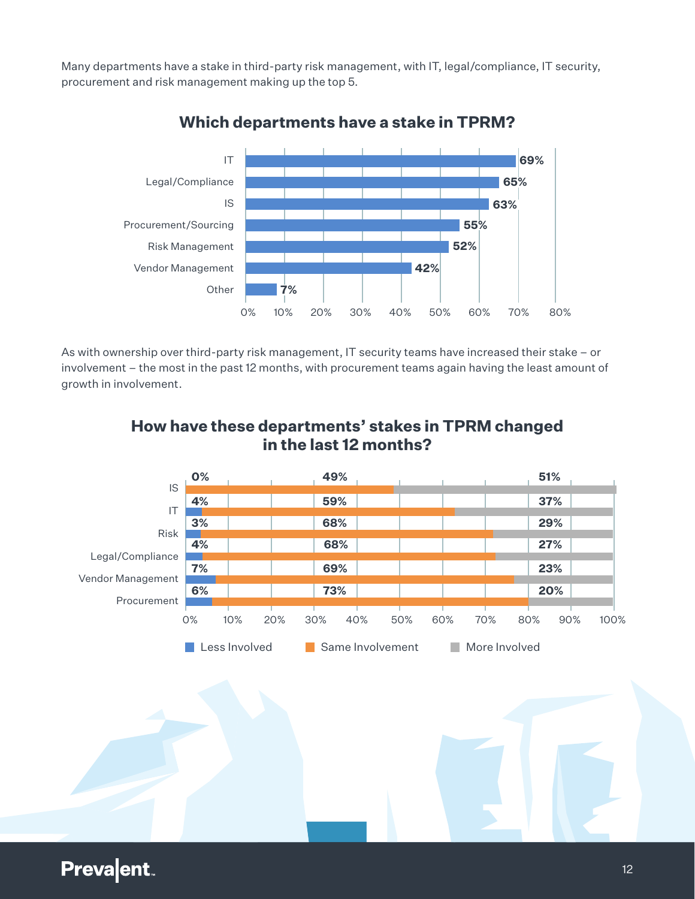Many departments have a stake in third-party risk management, with IT, legal/compliance, IT security, procurement and risk management making up the top 5.

## Which departments have a stake in TPRM?

| Department | Percentage |
|---|---|
| IT | 69% |
| Legal/Compliance | 65% |
| IS | 63% |
| Procurement/Sourcing | 55% |
| Risk Management | 52% |
| Vendor Management | 42% |
| Other | 7% |

As with ownership over third-party risk management, IT security teams have increased their stake – or involvement – the most in the past 12 months, with procurement teams again having the least amount of growth in involvement.

## How have these departments' stakes in TPRM changed in the last 12 months?

| Department | Less Involved | Same Involvement | More Involved |
|---|---|---|---|
| IS | 0% | 49% | 51% |
| IT | 4% | 59% | 37% |
| Risk | 3% | 68% | 29% |
| Legal/Compliance | 4% | 68% | 27% |
| Vendor Management | 7% | 69% | 23% |
| Procurement | 6% | 73% | 20% |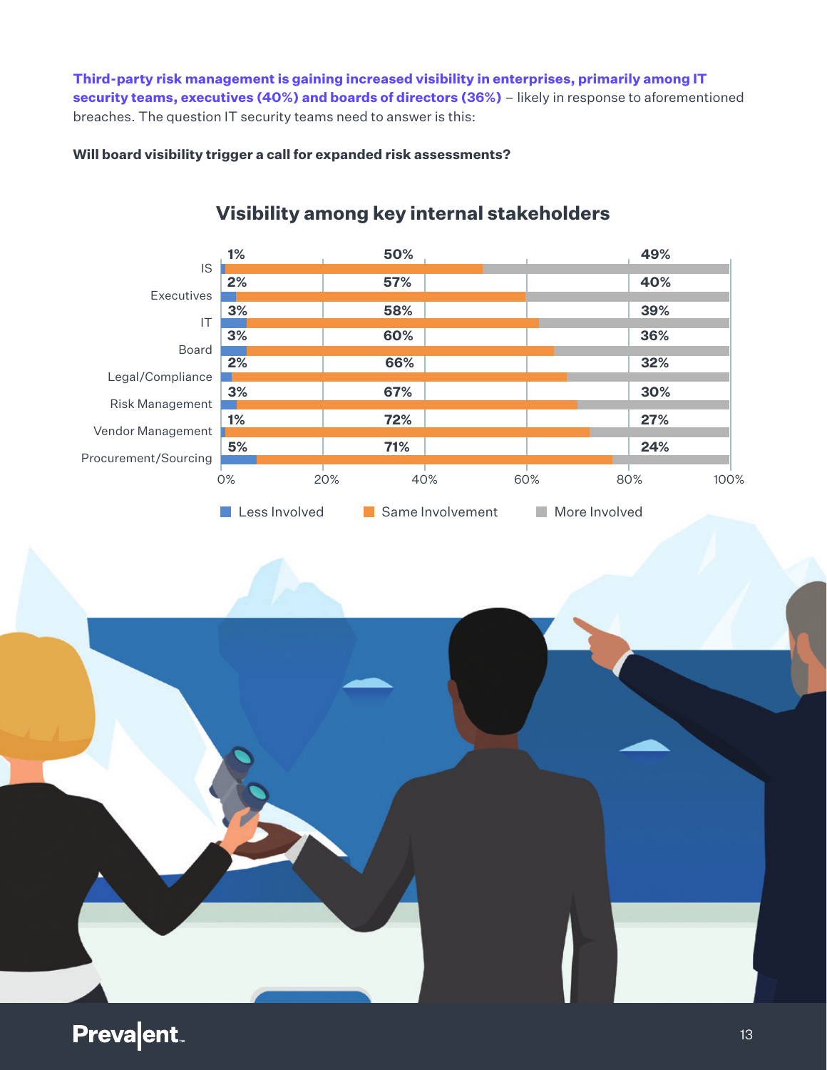**Third-party risk management is gaining increased visibility in enterprises, primarily among IT security teams, executives (40%) and boards of directors (36%)** – likely in response to aforementioned breaches. The question IT security teams need to answer is this:

**Will board visibility trigger a call for expanded risk assessments?**

## Visibility among key internal stakeholders

| Stakeholder | Less Involved | Same Involvement | More Involved |
| --- | --- | --- | --- |
| IS | 1% | 50% | 49% |
| Executives | 2% | 57% | 40% |
| IT | 3% | 58% | 39% |
| Board | 3% | 60% | 36% |
| Legal/Compliance | 2% | 66% | 32% |
| Risk Management | 3% | 67% | 30% |
| Vendor Management | 1% | 72% | 27% |
| Procurement/Sourcing | 5% | 71% | 24% |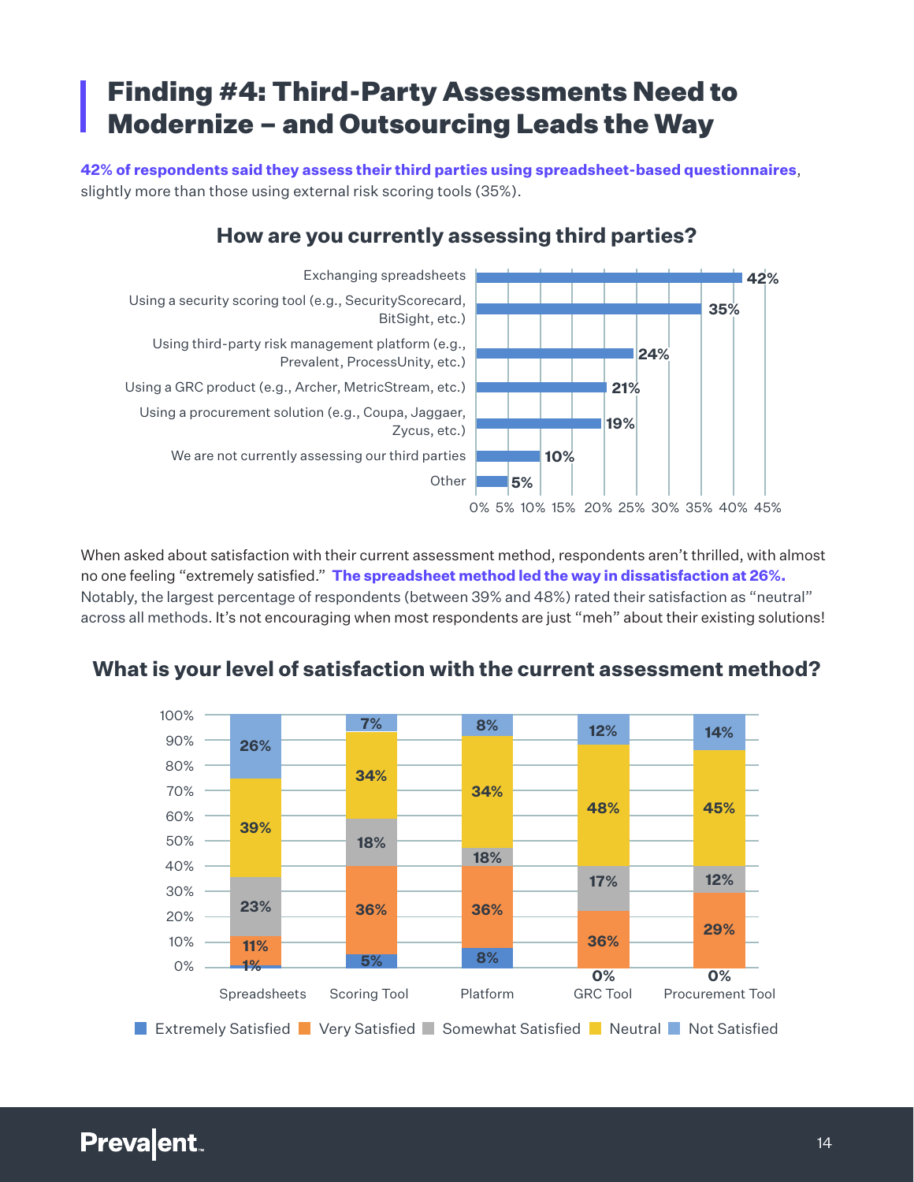# Finding #4: Third-Party Assessments Need to Modernize – and Outsourcing Leads the Way

**42% of respondents said they assess their third parties using spreadsheet-based questionnaires**, slightly more than those using external risk scoring tools (35%).

### How are you currently assessing third parties?

| Method | Percentage |
|---|---|
| Exchanging spreadsheets | 42% |
| Using a security scoring tool (e.g., SecurityScorecard, BitSight, etc.) | 35% |
| Using third-party risk management platform (e.g., Prevalent, ProcessUnity, etc.) | 24% |
| Using a GRC product (e.g., Archer, MetricStream, etc.) | 21% |
| Using a procurement solution (e.g., Coupa, Jaggaer, Zycus, etc.) | 19% |
| We are not currently assessing our third parties | 10% |
| Other | 5% |

When asked about satisfaction with their current assessment method, respondents aren't thrilled, with almost no one feeling "extremely satisfied." **The spreadsheet method led the way in dissatisfaction at 26%.** Notably, the largest percentage of respondents (between 39% and 48%) rated their satisfaction as "neutral" across all methods. It's not encouraging when most respondents are just "meh" about their existing solutions!

### What is your level of satisfaction with the current assessment method?

| | Spreadsheets | Scoring Tool | Platform | GRC Tool | Procurement Tool |
|---|---|---|---|---|---|
| Extremely Satisfied | 1% | 5% | 8% | 0% | 0% |
| Very Satisfied | 11% | 36% | 36% | 36% | 29% |
| Somewhat Satisfied | 23% | 18% | 18% | 17% | 12% |
| Neutral | 39% | 34% | 34% | 48% | 45% |
| Not Satisfied | 26% | 7% | 8% | 12% | 14% |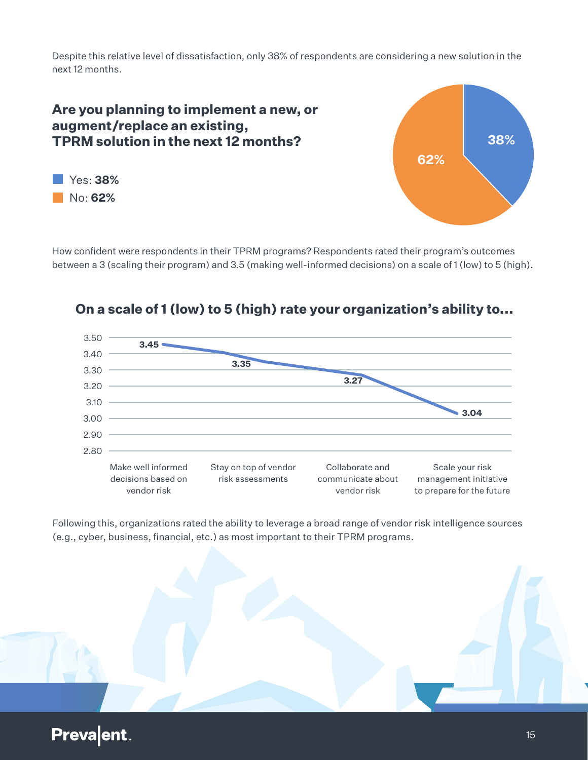Despite this relative level of dissatisfaction, only 38% of respondents are considering a new solution in the next 12 months.

## Are you planning to implement a new, or augment/replace an existing, TPRM solution in the next 12 months?

- Yes: **38%**
- No: **62%**

How confident were respondents in their TPRM programs? Respondents rated their program's outcomes between a 3 (scaling their program) and 3.5 (making well-informed decisions) on a scale of 1 (low) to 5 (high).

## On a scale of 1 (low) to 5 (high) rate your organization's ability to...

| Ability | Rating |
| --- | --- |
| Make well informed decisions based on vendor risk | 3.45 |
| Stay on top of vendor risk assessments | 3.35 |
| Collaborate and communicate about vendor risk | 3.27 |
| Scale your risk management initiative to prepare for the future | 3.04 |

Following this, organizations rated the ability to leverage a broad range of vendor risk intelligence sources (e.g., cyber, business, financial, etc.) as most important to their TPRM programs.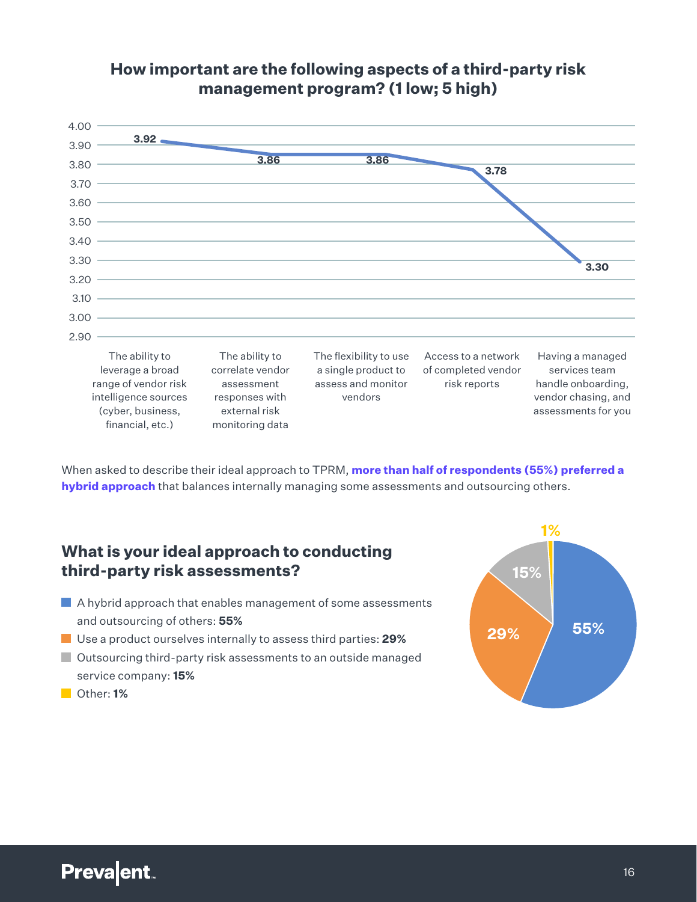## How important are the following aspects of a third-party risk management program? (1 low; 5 high)

| Aspect | Score |
|---|---|
| The ability to leverage a broad range of vendor risk intelligence sources (cyber, business, financial, etc.) | 3.92 |
| The ability to correlate vendor assessment responses with external risk monitoring data | 3.86 |
| The flexibility to use a single product to assess and monitor vendors | 3.86 |
| Access to a network of completed vendor risk reports | 3.78 |
| Having a managed services team handle onboarding, vendor chasing, and assessments for you | 3.30 |

When asked to describe their ideal approach to TPRM, **more than half of respondents (55%) preferred a hybrid approach** that balances internally managing some assessments and outsourcing others.

## What is your ideal approach to conducting third-party risk assessments?

- A hybrid approach that enables management of some assessments and outsourcing of others: **55%**
- Use a product ourselves internally to assess third parties: **29%**
- Outsourcing third-party risk assessments to an outside managed service company: **15%**
- Other: **1%**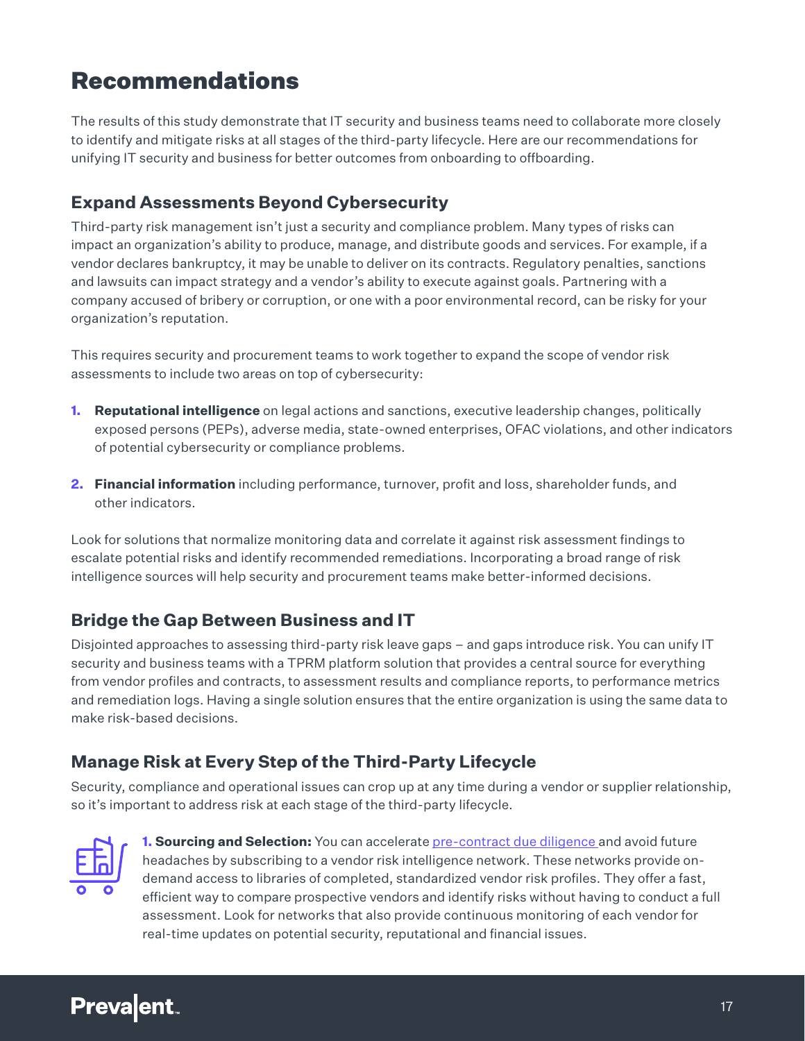# Recommendations

The results of this study demonstrate that IT security and business teams need to collaborate more closely to identify and mitigate risks at all stages of the third-party lifecycle. Here are our recommendations for unifying IT security and business for better outcomes from onboarding to offboarding.

## Expand Assessments Beyond Cybersecurity

Third-party risk management isn't just a security and compliance problem. Many types of risks can impact an organization's ability to produce, manage, and distribute goods and services. For example, if a vendor declares bankruptcy, it may be unable to deliver on its contracts. Regulatory penalties, sanctions and lawsuits can impact strategy and a vendor's ability to execute against goals. Partnering with a company accused of bribery or corruption, or one with a poor environmental record, can be risky for your organization's reputation.

This requires security and procurement teams to work together to expand the scope of vendor risk assessments to include two areas on top of cybersecurity:

1. **Reputational intelligence** on legal actions and sanctions, executive leadership changes, politically exposed persons (PEPs), adverse media, state-owned enterprises, OFAC violations, and other indicators of potential cybersecurity or compliance problems.
2. **Financial information** including performance, turnover, profit and loss, shareholder funds, and other indicators.

Look for solutions that normalize monitoring data and correlate it against risk assessment findings to escalate potential risks and identify recommended remediations. Incorporating a broad range of risk intelligence sources will help security and procurement teams make better-informed decisions.

## Bridge the Gap Between Business and IT

Disjointed approaches to assessing third-party risk leave gaps – and gaps introduce risk. You can unify IT security and business teams with a TPRM platform solution that provides a central source for everything from vendor profiles and contracts, to assessment results and compliance reports, to performance metrics and remediation logs. Having a single solution ensures that the entire organization is using the same data to make risk-based decisions.

## Manage Risk at Every Step of the Third-Party Lifecycle

Security, compliance and operational issues can crop up at any time during a vendor or supplier relationship, so it's important to address risk at each stage of the third-party lifecycle.

**1. Sourcing and Selection:** You can accelerate pre-contract due diligence and avoid future headaches by subscribing to a vendor risk intelligence network. These networks provide on-demand access to libraries of completed, standardized vendor risk profiles. They offer a fast, efficient way to compare prospective vendors and identify risks without having to conduct a full assessment. Look for networks that also provide continuous monitoring of each vendor for real-time updates on potential security, reputational and financial issues.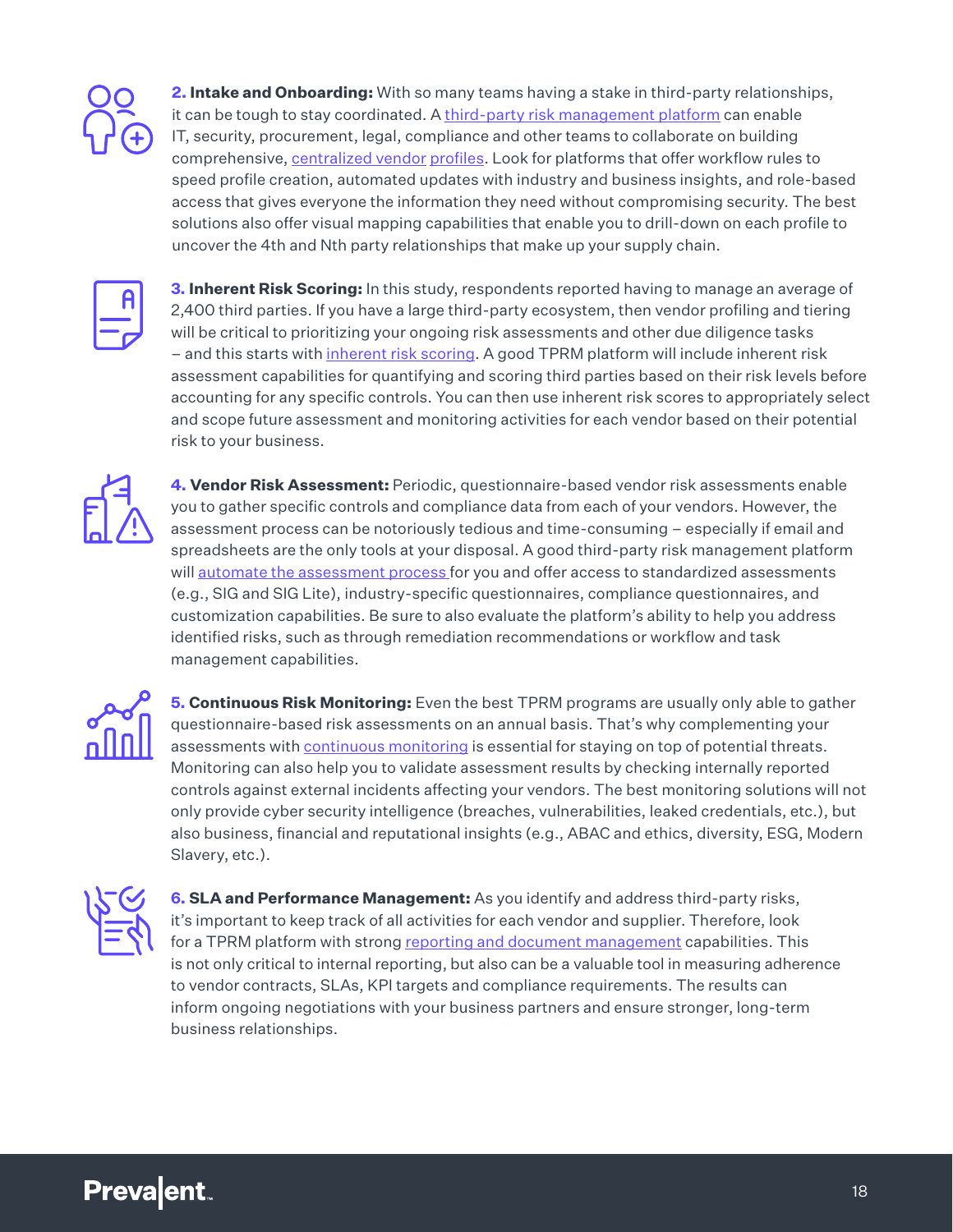**2. Intake and Onboarding:** With so many teams having a stake in third-party relationships, it can be tough to stay coordinated. A third-party risk management platform can enable IT, security, procurement, legal, compliance and other teams to collaborate on building comprehensive, centralized vendor profiles. Look for platforms that offer workflow rules to speed profile creation, automated updates with industry and business insights, and role-based access that gives everyone the information they need without compromising security. The best solutions also offer visual mapping capabilities that enable you to drill-down on each profile to uncover the 4th and Nth party relationships that make up your supply chain.

**3. Inherent Risk Scoring:** In this study, respondents reported having to manage an average of 2,400 third parties. If you have a large third-party ecosystem, then vendor profiling and tiering will be critical to prioritizing your ongoing risk assessments and other due diligence tasks – and this starts with inherent risk scoring. A good TPRM platform will include inherent risk assessment capabilities for quantifying and scoring third parties based on their risk levels before accounting for any specific controls. You can then use inherent risk scores to appropriately select and scope future assessment and monitoring activities for each vendor based on their potential risk to your business.

**4. Vendor Risk Assessment:** Periodic, questionnaire-based vendor risk assessments enable you to gather specific controls and compliance data from each of your vendors. However, the assessment process can be notoriously tedious and time-consuming – especially if email and spreadsheets are the only tools at your disposal. A good third-party risk management platform will automate the assessment process for you and offer access to standardized assessments (e.g., SIG and SIG Lite), industry-specific questionnaires, compliance questionnaires, and customization capabilities. Be sure to also evaluate the platform's ability to help you address identified risks, such as through remediation recommendations or workflow and task management capabilities.

**5. Continuous Risk Monitoring:** Even the best TPRM programs are usually only able to gather questionnaire-based risk assessments on an annual basis. That's why complementing your assessments with continuous monitoring is essential for staying on top of potential threats. Monitoring can also help you to validate assessment results by checking internally reported controls against external incidents affecting your vendors. The best monitoring solutions will not only provide cyber security intelligence (breaches, vulnerabilities, leaked credentials, etc.), but also business, financial and reputational insights (e.g., ABAC and ethics, diversity, ESG, Modern Slavery, etc.).

**6. SLA and Performance Management:** As you identify and address third-party risks, it's important to keep track of all activities for each vendor and supplier. Therefore, look for a TPRM platform with strong reporting and document management capabilities. This is not only critical to internal reporting, but also can be a valuable tool in measuring adherence to vendor contracts, SLAs, KPI targets and compliance requirements. The results can inform ongoing negotiations with your business partners and ensure stronger, long-term business relationships.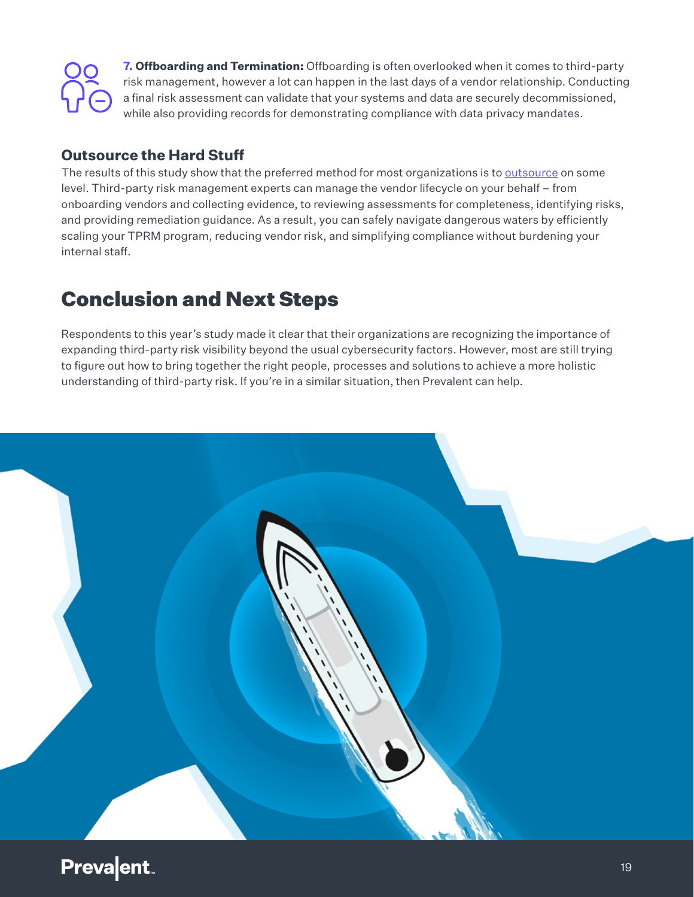**7. Offboarding and Termination:** Offboarding is often overlooked when it comes to third-party risk management, however a lot can happen in the last days of a vendor relationship. Conducting a final risk assessment can validate that your systems and data are securely decommissioned, while also providing records for demonstrating compliance with data privacy mandates.

### Outsource the Hard Stuff

The results of this study show that the preferred method for most organizations is to outsource on some level. Third-party risk management experts can manage the vendor lifecycle on your behalf – from onboarding vendors and collecting evidence, to reviewing assessments for completeness, identifying risks, and providing remediation guidance. As a result, you can safely navigate dangerous waters by efficiently scaling your TPRM program, reducing vendor risk, and simplifying compliance without burdening your internal staff.

## Conclusion and Next Steps

Respondents to this year's study made it clear that their organizations are recognizing the importance of expanding third-party risk visibility beyond the usual cybersecurity factors. However, most are still trying to figure out how to bring together the right people, processes and solutions to achieve a more holistic understanding of third-party risk. If you're in a similar situation, then Prevalent can help.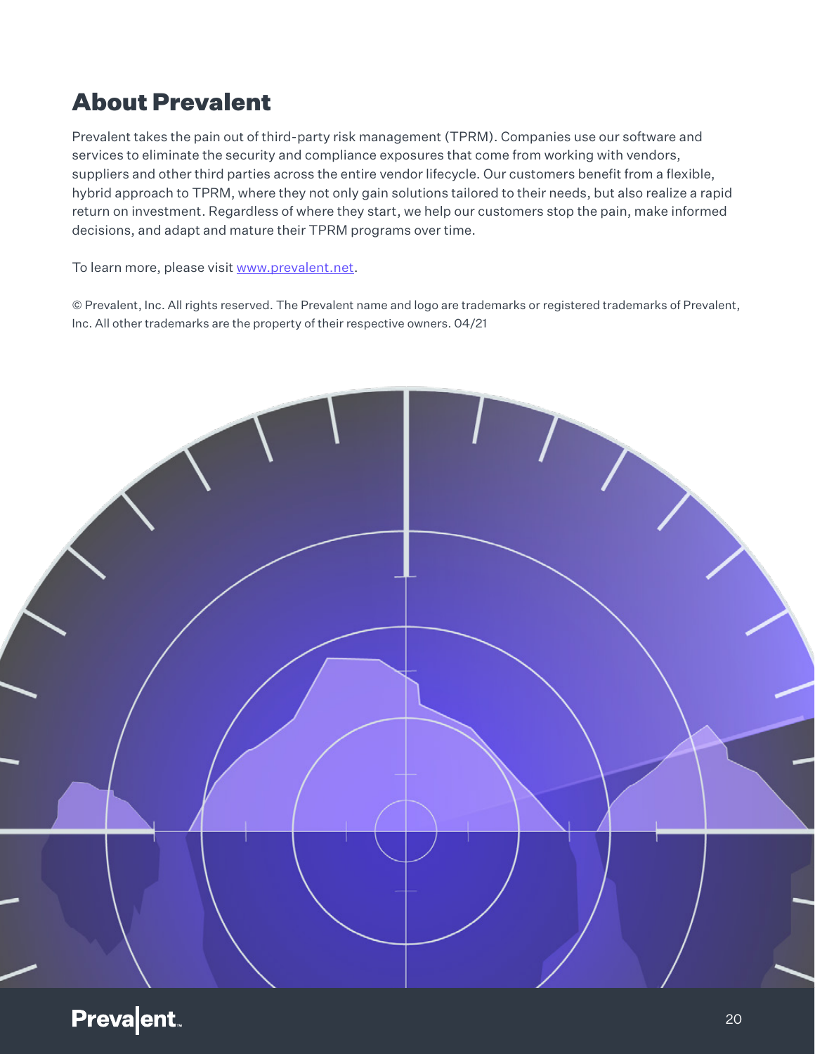## About Prevalent

Prevalent takes the pain out of third-party risk management (TPRM). Companies use our software and services to eliminate the security and compliance exposures that come from working with vendors, suppliers and other third parties across the entire vendor lifecycle. Our customers benefit from a flexible, hybrid approach to TPRM, where they not only gain solutions tailored to their needs, but also realize a rapid return on investment. Regardless of where they start, we help our customers stop the pain, make informed decisions, and adapt and mature their TPRM programs over time.

To learn more, please visit [www.prevalent.net](http://www.prevalent.net).

© Prevalent, Inc. All rights reserved. The Prevalent name and logo are trademarks or registered trademarks of Prevalent, Inc. All other trademarks are the property of their respective owners. 04/21